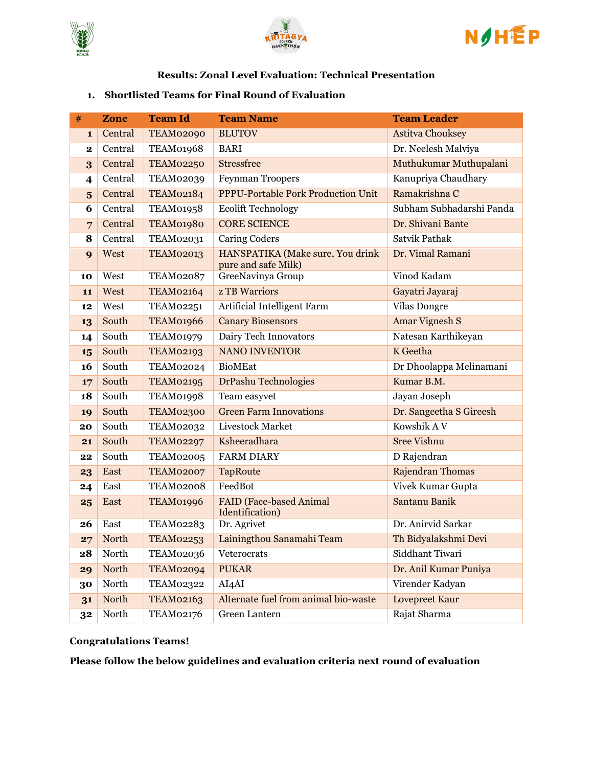## Results: Zonal Level Evaluation: Technical Presentation

### 1. Shortlisted Teams for Final Round of Evaluation

| # | Zone | Team Id | Team Name | Team Leader |
|---|---|---|---|---|
| 1 | Central | TEAM02090 | BLUTOV | Astitva Chouksey |
| 2 | Central | TEAM01968 | BARI | Dr. Neelesh Malviya |
| 3 | Central | TEAM02250 | Stressfree | Muthukumar Muthupalani |
| 4 | Central | TEAM02039 | Feynman Troopers | Kanupriya Chaudhary |
| 5 | Central | TEAM02184 | PPPU-Portable Pork Production Unit | Ramakrishna C |
| 6 | Central | TEAM01958 | Ecolift Technology | Subham Subhadarshi Panda |
| 7 | Central | TEAM01980 | CORE SCIENCE | Dr. Shivani Bante |
| 8 | Central | TEAM02031 | Caring Coders | Satvik Pathak |
| 9 | West | TEAM02013 | HANSPATIKA (Make sure, You drink pure and safe Milk) | Dr. Vimal Ramani |
| 10 | West | TEAM02087 | GreeNavinya Group | Vinod Kadam |
| 11 | West | TEAM02164 | z TB Warriors | Gayatri Jayaraj |
| 12 | West | TEAM02251 | Artificial Intelligent Farm | Vilas Dongre |
| 13 | South | TEAM01966 | Canary Biosensors | Amar Vignesh S |
| 14 | South | TEAM01979 | Dairy Tech Innovators | Natesan Karthikeyan |
| 15 | South | TEAM02193 | NANO INVENTOR | K Geetha |
| 16 | South | TEAM02024 | BioMEat | Dr Dhoolappa Melinamani |
| 17 | South | TEAM02195 | DrPashu Technologies | Kumar B.M. |
| 18 | South | TEAM01998 | Team easyvet | Jayan Joseph |
| 19 | South | TEAM02300 | Green Farm Innovations | Dr. Sangeetha S Gireesh |
| 20 | South | TEAM02032 | Livestock Market | Kowshik A V |
| 21 | South | TEAM02297 | Ksheeradhara | Sree Vishnu |
| 22 | South | TEAM02005 | FARM DIARY | D Rajendran |
| 23 | East | TEAM02007 | TapRoute | Rajendran Thomas |
| 24 | East | TEAM02008 | FeedBot | Vivek Kumar Gupta |
| 25 | East | TEAM01996 | FAID (Face-based Animal Identification) | Santanu Banik |
| 26 | East | TEAM02283 | Dr. Agrivet | Dr. Anirvid Sarkar |
| 27 | North | TEAM02253 | Lainingthou Sanamahi Team | Th Bidyalakshmi Devi |
| 28 | North | TEAM02036 | Veterocrats | Siddhant Tiwari |
| 29 | North | TEAM02094 | PUKAR | Dr. Anil Kumar Puniya |
| 30 | North | TEAM02322 | AI4AI | Virender Kadyan |
| 31 | North | TEAM02163 | Alternate fuel from animal bio-waste | Lovepreet Kaur |
| 32 | North | TEAM02176 | Green Lantern | Rajat Sharma |

**Congratulations Teams!**

**Please follow the below guidelines and evaluation criteria next round of evaluation**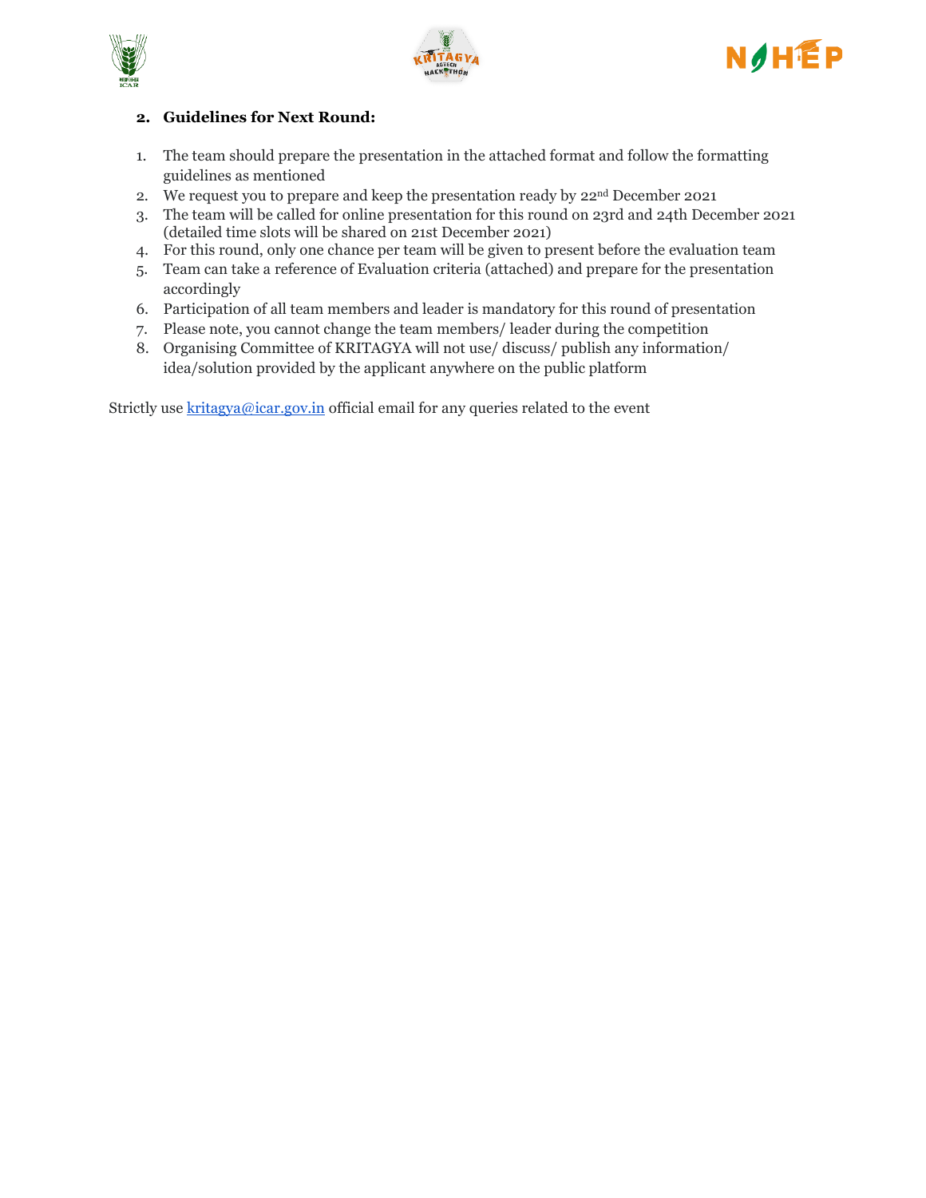## 2. Guidelines for Next Round:

1. The team should prepare the presentation in the attached format and follow the formatting guidelines as mentioned
2. We request you to prepare and keep the presentation ready by 22nd December 2021
3. The team will be called for online presentation for this round on 23rd and 24th December 2021 (detailed time slots will be shared on 21st December 2021)
4. For this round, only one chance per team will be given to present before the evaluation team
5. Team can take a reference of Evaluation criteria (attached) and prepare for the presentation accordingly
6. Participation of all team members and leader is mandatory for this round of presentation
7. Please note, you cannot change the team members/ leader during the competition
8. Organising Committee of KRITAGYA will not use/ discuss/ publish any information/ idea/solution provided by the applicant anywhere on the public platform

Strictly use kritagya@icar.gov.in official email for any queries related to the event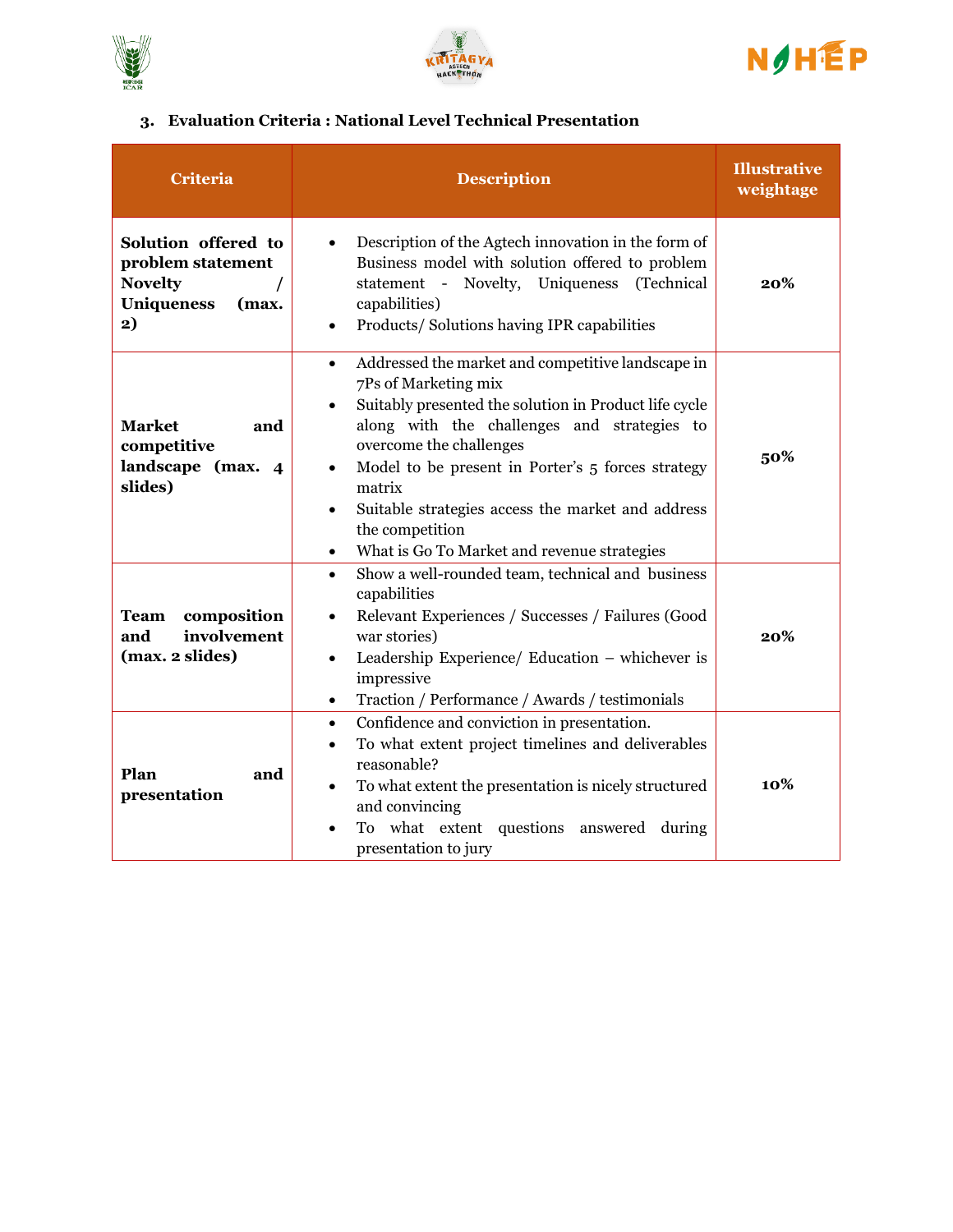### 3. Evaluation Criteria : National Level Technical Presentation

| Criteria | Description | Illustrative weightage |
|---|---|---|
| **Solution offered to problem statement Novelty / Uniqueness (max. 2)** | • Description of the Agtech innovation in the form of Business model with solution offered to problem statement - Novelty, Uniqueness (Technical capabilities)<br>• Products/ Solutions having IPR capabilities | **20%** |
| **Market and competitive landscape (max. 4 slides)** | • Addressed the market and competitive landscape in 7Ps of Marketing mix<br>• Suitably presented the solution in Product life cycle along with the challenges and strategies to overcome the challenges<br>• Model to be present in Porter's 5 forces strategy matrix<br>• Suitable strategies access the market and address the competition<br>• What is Go To Market and revenue strategies | **50%** |
| **Team composition and involvement (max. 2 slides)** | • Show a well-rounded team, technical and business capabilities<br>• Relevant Experiences / Successes / Failures (Good war stories)<br>• Leadership Experience/ Education – whichever is impressive<br>• Traction / Performance / Awards / testimonials | **20%** |
| **Plan and presentation** | • Confidence and conviction in presentation.<br>• To what extent project timelines and deliverables reasonable?<br>• To what extent the presentation is nicely structured and convincing<br>• To what extent questions answered during presentation to jury | **10%** |